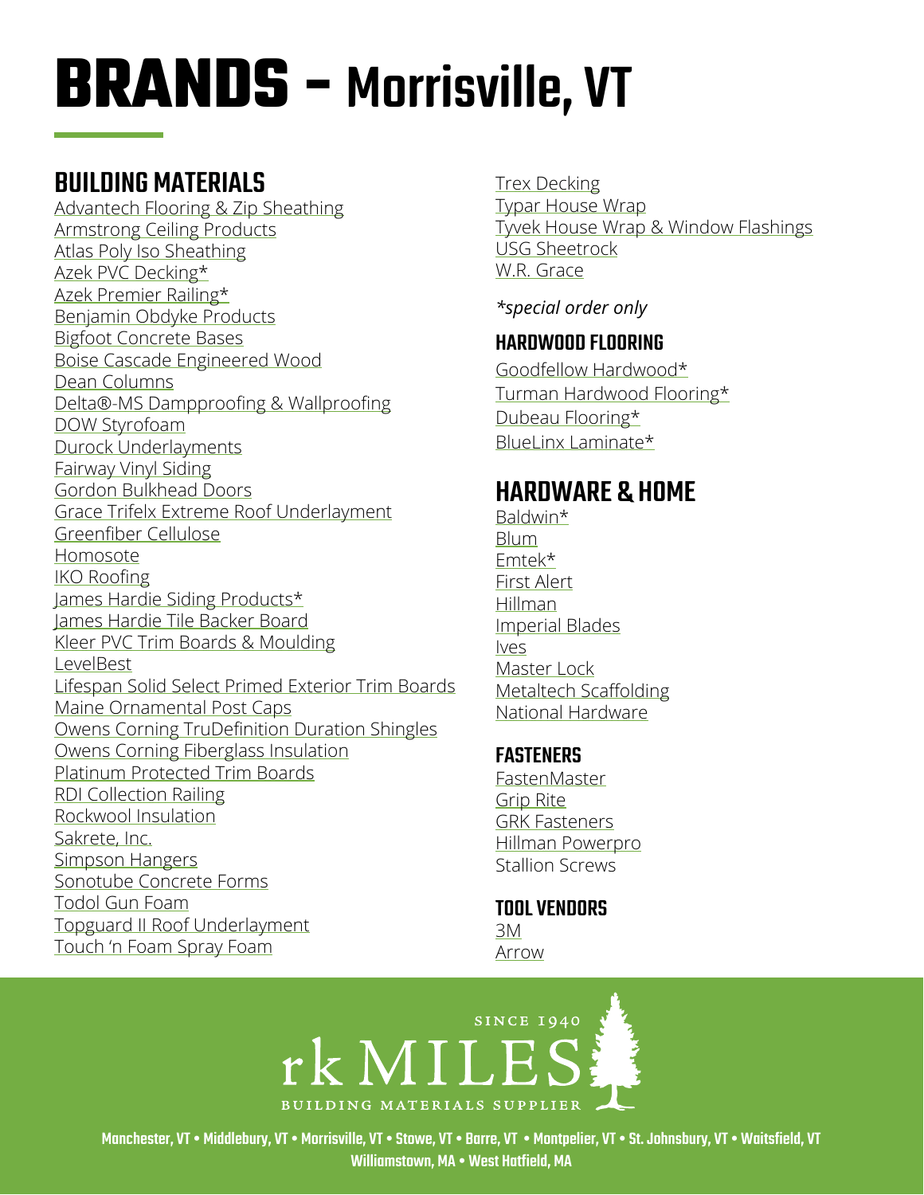# BRANDS – Morrisville, VT

## BUILDING MATERIALS

Advantech Flooring & Zip Sheathing
Armstrong Ceiling Products
Atlas Poly Iso Sheathing
Azek PVC Decking*
Azek Premier Railing*
Benjamin Obdyke Products
Bigfoot Concrete Bases
Boise Cascade Engineered Wood
Dean Columns
Delta®-MS Dampproofing & Wallproofing
DOW Styrofoam
Durock Underlayments
Fairway Vinyl Siding
Gordon Bulkhead Doors
Grace Trifelx Extreme Roof Underlayment
Greenfiber Cellulose
Homosote
IKO Roofing
James Hardie Siding Products*
James Hardie Tile Backer Board
Kleer PVC Trim Boards & Moulding
LevelBest
Lifespan Solid Select Primed Exterior Trim Boards
Maine Ornamental Post Caps
Owens Corning TruDefinition Duration Shingles
Owens Corning Fiberglass Insulation
Platinum Protected Trim Boards
RDI Collection Railing
Rockwool Insulation
Sakrete, Inc.
Simpson Hangers
Sonotube Concrete Forms
Todol Gun Foam
Topguard II Roof Underlayment
Touch 'n Foam Spray Foam
Trex Decking
Typar House Wrap
Tyvek House Wrap & Window Flashings
USG Sheetrock
W.R. Grace

*\*special order only*

### HARDWOOD FLOORING

Goodfellow Hardwood*
Turman Hardwood Flooring*
Dubeau Flooring*
BlueLinx Laminate*

## HARDWARE & HOME

Baldwin*
Blum
Emtek*
First Alert
Hillman
Imperial Blades
Ives
Master Lock
Metaltech Scaffolding
National Hardware

### FASTENERS

FastenMaster
Grip Rite
GRK Fasteners
Hillman Powerpro
Stallion Screws

### TOOL VENDORS

3M
Arrow

SINCE 1940
rk MILES
BUILDING MATERIALS SUPPLIER

Manchester, VT • Middlebury, VT • Morrisville, VT • Stowe, VT • Barre, VT • Montpelier, VT • St. Johnsbury, VT • Waitsfield, VT
Williamstown, MA • West Hatfield, MA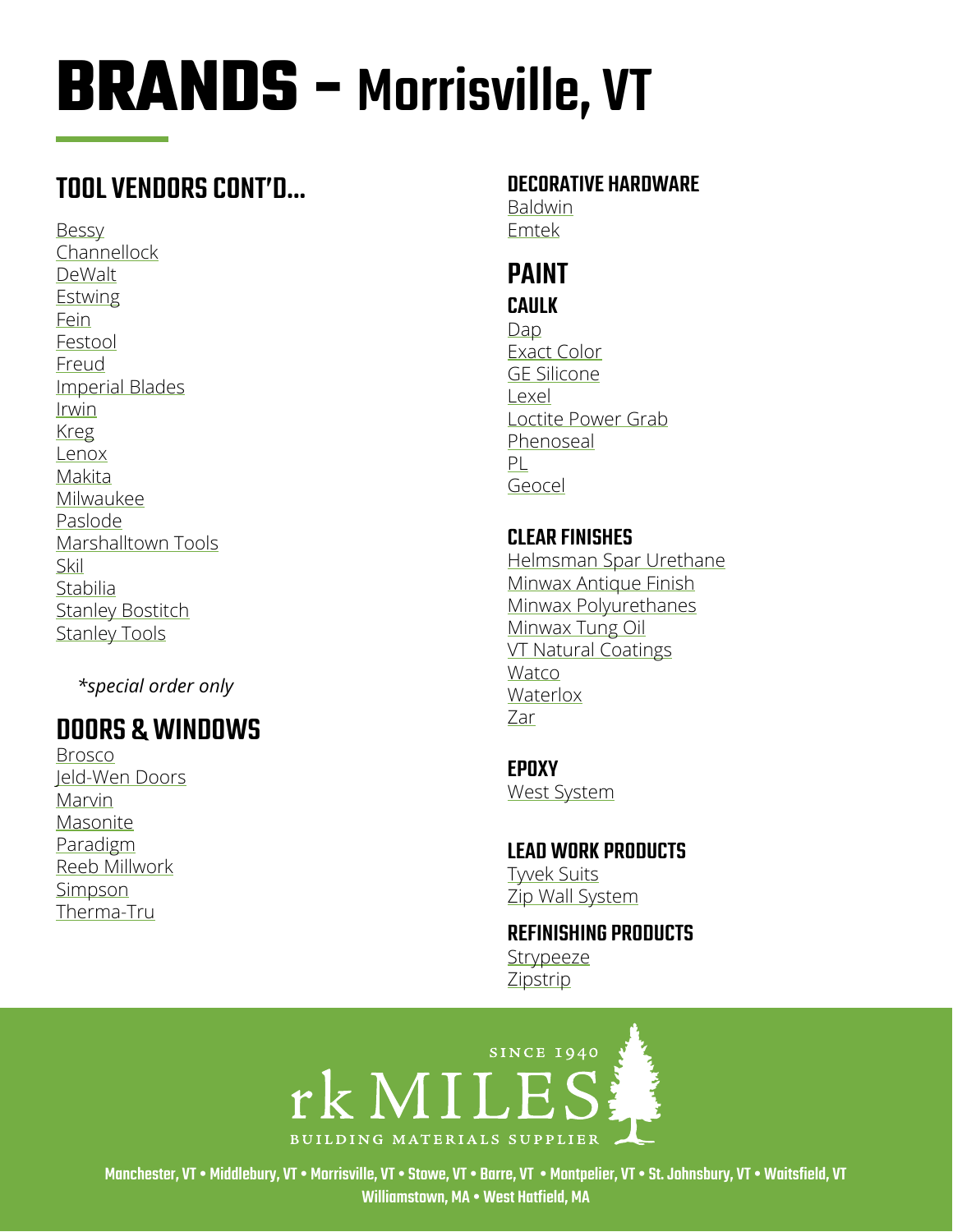# BRANDS – Morrisville, VT

## TOOL VENDORS CONT'D...

Bessy
Channellock
DeWalt
Estwing
Fein
Festool
Freud
Imperial Blades
Irwin
Kreg
Lenox
Makita
Milwaukee
Paslode
Marshalltown Tools
Skil
Stabilia
Stanley Bostitch
Stanley Tools

*\*special order only*

## DOORS & WINDOWS

Brosco
Jeld-Wen Doors
Marvin
Masonite
Paradigm
Reeb Millwork
Simpson
Therma-Tru

### DECORATIVE HARDWARE

Baldwin
Emtek

## PAINT

### CAULK

Dap
Exact Color
GE Silicone
Lexel
Loctite Power Grab
Phenoseal
PL
Geocel

### CLEAR FINISHES

Helmsman Spar Urethane
Minwax Antique Finish
Minwax Polyurethanes
Minwax Tung Oil
VT Natural Coatings
Watco
Waterlox
Zar

### EPOXY

West System

### LEAD WORK PRODUCTS

Tyvek Suits
Zip Wall System

### REFINISHING PRODUCTS

Strypeeze
Zipstrip

SINCE 1940
rk MILES
BUILDING MATERIALS SUPPLIER

Manchester, VT • Middlebury, VT • Morrisville, VT • Stowe, VT • Barre, VT • Montpelier, VT • St. Johnsbury, VT • Waitsfield, VT
Williamstown, MA • West Hatfield, MA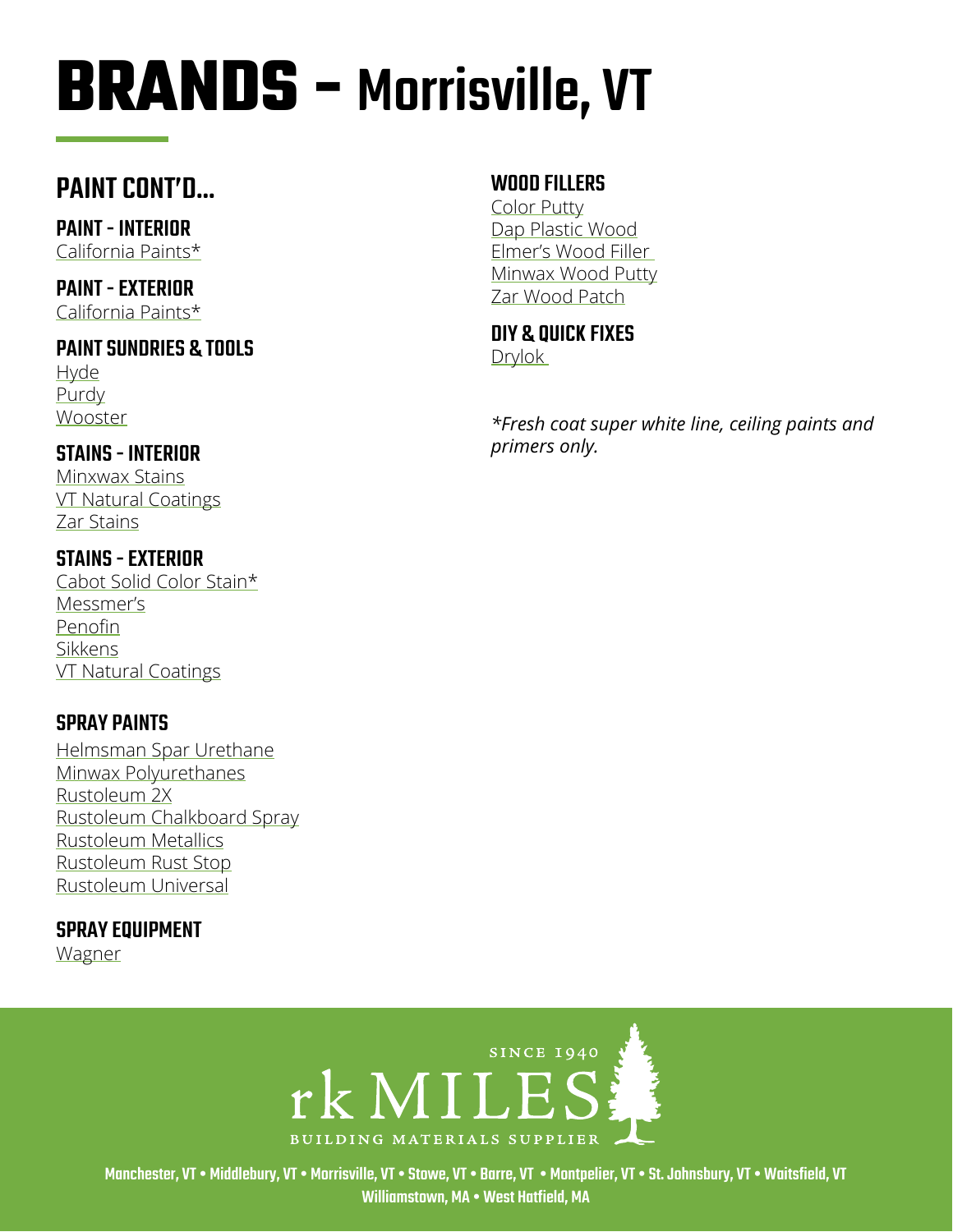# BRANDS – Morrisville, VT

## PAINT CONT'D...

### PAINT - INTERIOR
California Paints*

### PAINT - EXTERIOR
California Paints*

### PAINT SUNDRIES & TOOLS
Hyde
Purdy
Wooster

### STAINS - INTERIOR
Minxwax Stains
VT Natural Coatings
Zar Stains

### STAINS - EXTERIOR
Cabot Solid Color Stain*
Messmer's
Penofin
Sikkens
VT Natural Coatings

### SPRAY PAINTS
Helmsman Spar Urethane
Minwax Polyurethanes
Rustoleum 2X
Rustoleum Chalkboard Spray
Rustoleum Metallics
Rustoleum Rust Stop
Rustoleum Universal

### SPRAY EQUIPMENT
Wagner

### WOOD FILLERS
Color Putty
Dap Plastic Wood
Elmer's Wood Filler
Minwax Wood Putty
Zar Wood Patch

### DIY & QUICK FIXES
Drylok

*\*Fresh coat super white line, ceiling paints and primers only.*

SINCE 1940
rk MILES
BUILDING MATERIALS SUPPLIER

Manchester, VT • Middlebury, VT • Morrisville, VT • Stowe, VT • Barre, VT • Montpelier, VT • St. Johnsbury, VT • Waitsfield, VT
Williamstown, MA • West Hatfield, MA